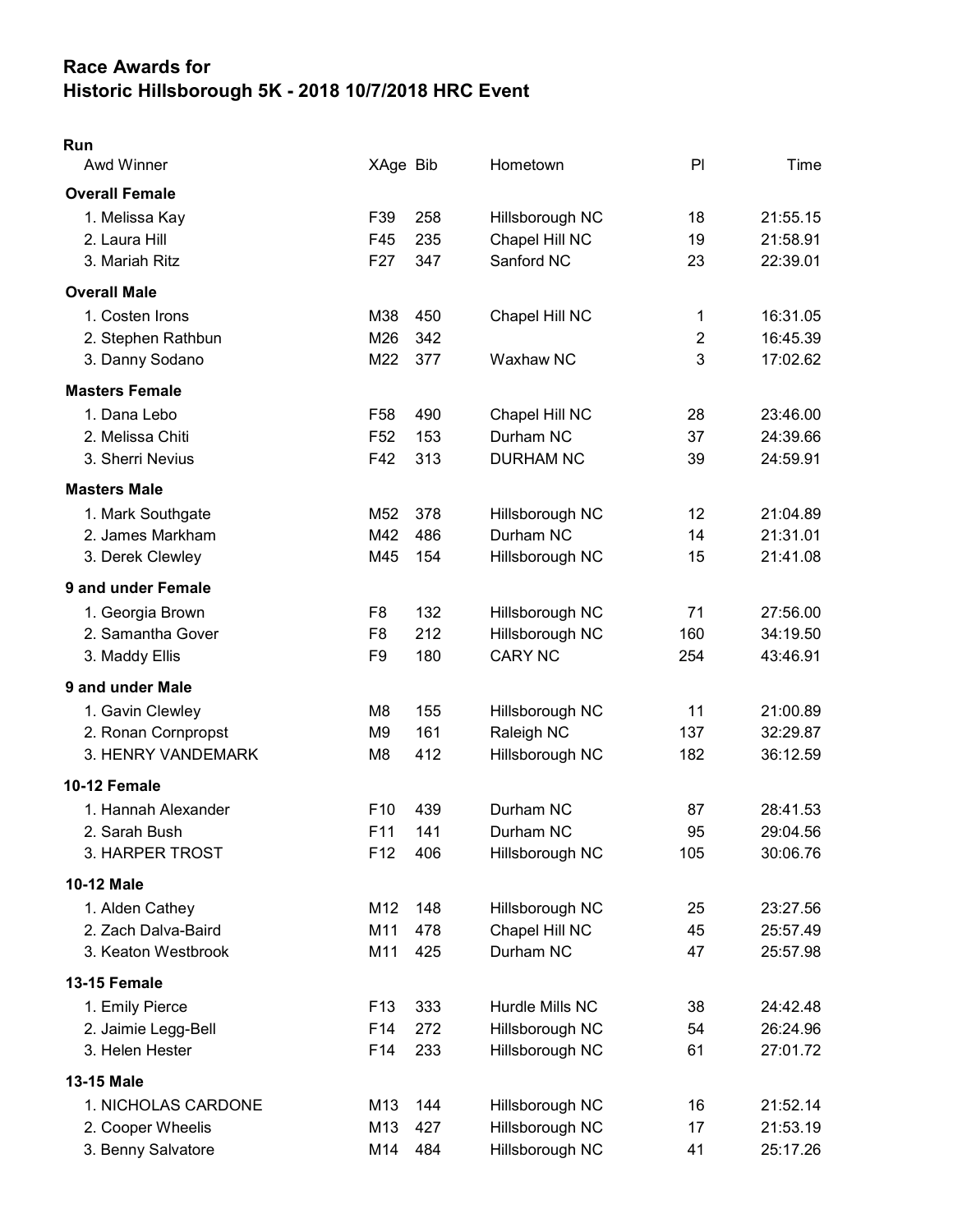# Race Awards for
# Historic Hillsborough 5K - 2018 10/7/2018 HRC Event

**Run**

| Awd Winner | XAge | Bib | Hometown | Pl | Time |
|---|---|---|---|---|---|
| **Overall Female** | | | | | |
| 1. Melissa Kay | F39 | 258 | Hillsborough NC | 18 | 21:55.15 |
| 2. Laura Hill | F45 | 235 | Chapel Hill NC | 19 | 21:58.91 |
| 3. Mariah Ritz | F27 | 347 | Sanford NC | 23 | 22:39.01 |
| **Overall Male** | | | | | |
| 1. Costen Irons | M38 | 450 | Chapel Hill NC | 1 | 16:31.05 |
| 2. Stephen Rathbun | M26 | 342 | | 2 | 16:45.39 |
| 3. Danny Sodano | M22 | 377 | Waxhaw NC | 3 | 17:02.62 |
| **Masters Female** | | | | | |
| 1. Dana Lebo | F58 | 490 | Chapel Hill NC | 28 | 23:46.00 |
| 2. Melissa Chiti | F52 | 153 | Durham NC | 37 | 24:39.66 |
| 3. Sherri Nevius | F42 | 313 | DURHAM NC | 39 | 24:59.91 |
| **Masters Male** | | | | | |
| 1. Mark Southgate | M52 | 378 | Hillsborough NC | 12 | 21:04.89 |
| 2. James Markham | M42 | 486 | Durham NC | 14 | 21:31.01 |
| 3. Derek Clewley | M45 | 154 | Hillsborough NC | 15 | 21:41.08 |
| **9 and under Female** | | | | | |
| 1. Georgia Brown | F8 | 132 | Hillsborough NC | 71 | 27:56.00 |
| 2. Samantha Gover | F8 | 212 | Hillsborough NC | 160 | 34:19.50 |
| 3. Maddy Ellis | F9 | 180 | CARY NC | 254 | 43:46.91 |
| **9 and under Male** | | | | | |
| 1. Gavin Clewley | M8 | 155 | Hillsborough NC | 11 | 21:00.89 |
| 2. Ronan Cornpropst | M9 | 161 | Raleigh NC | 137 | 32:29.87 |
| 3. HENRY VANDEMARK | M8 | 412 | Hillsborough NC | 182 | 36:12.59 |
| **10-12 Female** | | | | | |
| 1. Hannah Alexander | F10 | 439 | Durham NC | 87 | 28:41.53 |
| 2. Sarah Bush | F11 | 141 | Durham NC | 95 | 29:04.56 |
| 3. HARPER TROST | F12 | 406 | Hillsborough NC | 105 | 30:06.76 |
| **10-12 Male** | | | | | |
| 1. Alden Cathey | M12 | 148 | Hillsborough NC | 25 | 23:27.56 |
| 2. Zach Dalva-Baird | M11 | 478 | Chapel Hill NC | 45 | 25:57.49 |
| 3. Keaton Westbrook | M11 | 425 | Durham NC | 47 | 25:57.98 |
| **13-15 Female** | | | | | |
| 1. Emily Pierce | F13 | 333 | Hurdle Mills NC | 38 | 24:42.48 |
| 2. Jaimie Legg-Bell | F14 | 272 | Hillsborough NC | 54 | 26:24.96 |
| 3. Helen Hester | F14 | 233 | Hillsborough NC | 61 | 27:01.72 |
| **13-15 Male** | | | | | |
| 1. NICHOLAS CARDONE | M13 | 144 | Hillsborough NC | 16 | 21:52.14 |
| 2. Cooper Wheelis | M13 | 427 | Hillsborough NC | 17 | 21:53.19 |
| 3. Benny Salvatore | M14 | 484 | Hillsborough NC | 41 | 25:17.26 |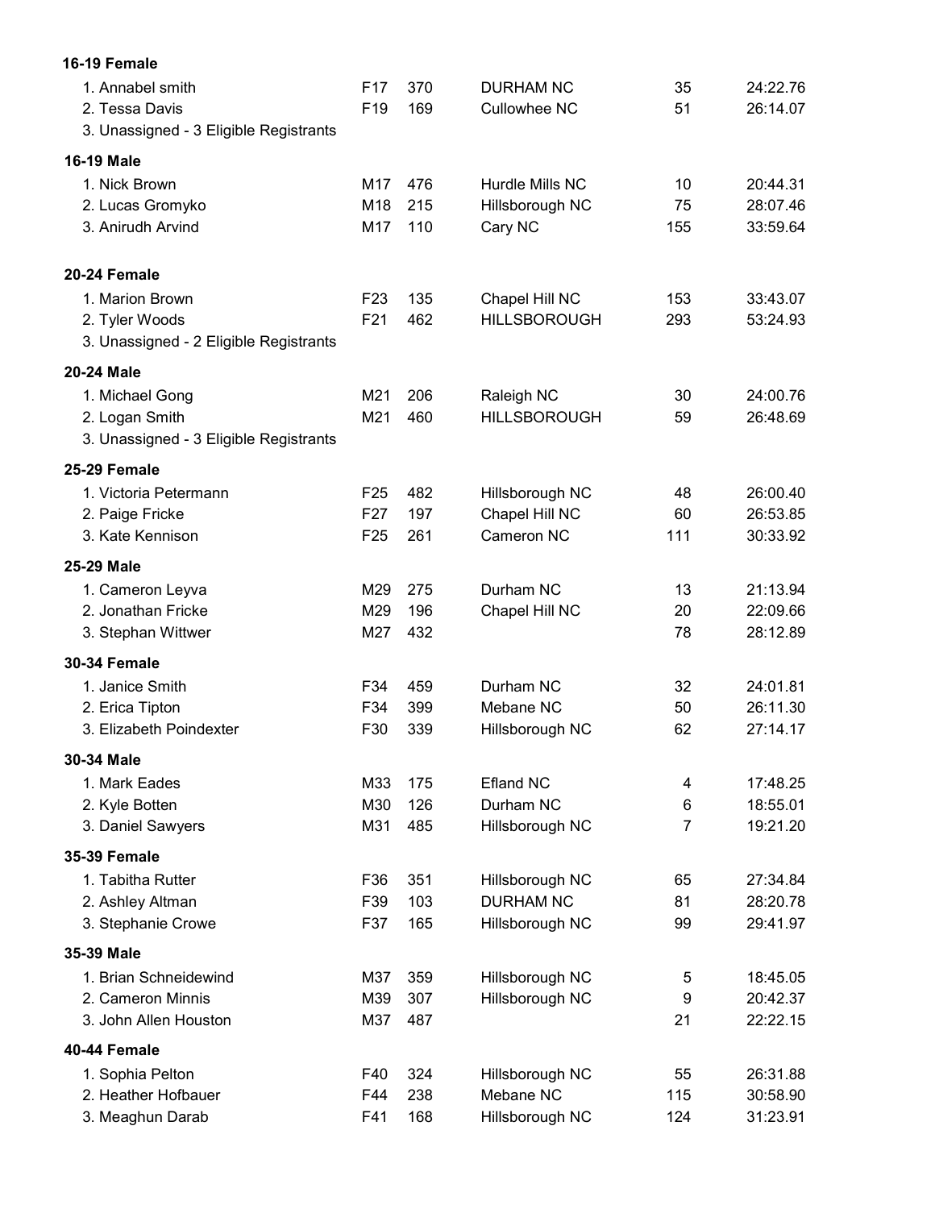**16-19 Female**

| | | | | | |
|---|---|---|---|---|---|
| 1. Annabel smith | F17 | 370 | DURHAM NC | 35 | 24:22.76 |
| 2. Tessa Davis | F19 | 169 | Cullowhee NC | 51 | 26:14.07 |
| 3. Unassigned - 3 Eligible Registrants | | | | | |

**16-19 Male**

| | | | | | |
|---|---|---|---|---|---|
| 1. Nick Brown | M17 | 476 | Hurdle Mills NC | 10 | 20:44.31 |
| 2. Lucas Gromyko | M18 | 215 | Hillsborough NC | 75 | 28:07.46 |
| 3. Anirudh Arvind | M17 | 110 | Cary NC | 155 | 33:59.64 |

**20-24 Female**

| | | | | | |
|---|---|---|---|---|---|
| 1. Marion Brown | F23 | 135 | Chapel Hill NC | 153 | 33:43.07 |
| 2. Tyler Woods | F21 | 462 | HILLSBOROUGH | 293 | 53:24.93 |
| 3. Unassigned - 2 Eligible Registrants | | | | | |

**20-24 Male**

| | | | | | |
|---|---|---|---|---|---|
| 1. Michael Gong | M21 | 206 | Raleigh NC | 30 | 24:00.76 |
| 2. Logan Smith | M21 | 460 | HILLSBOROUGH | 59 | 26:48.69 |
| 3. Unassigned - 3 Eligible Registrants | | | | | |

**25-29 Female**

| | | | | | |
|---|---|---|---|---|---|
| 1. Victoria Petermann | F25 | 482 | Hillsborough NC | 48 | 26:00.40 |
| 2. Paige Fricke | F27 | 197 | Chapel Hill NC | 60 | 26:53.85 |
| 3. Kate Kennison | F25 | 261 | Cameron NC | 111 | 30:33.92 |

**25-29 Male**

| | | | | | |
|---|---|---|---|---|---|
| 1. Cameron Leyva | M29 | 275 | Durham NC | 13 | 21:13.94 |
| 2. Jonathan Fricke | M29 | 196 | Chapel Hill NC | 20 | 22:09.66 |
| 3. Stephan Wittwer | M27 | 432 | | 78 | 28:12.89 |

**30-34 Female**

| | | | | | |
|---|---|---|---|---|---|
| 1. Janice Smith | F34 | 459 | Durham NC | 32 | 24:01.81 |
| 2. Erica Tipton | F34 | 399 | Mebane NC | 50 | 26:11.30 |
| 3. Elizabeth Poindexter | F30 | 339 | Hillsborough NC | 62 | 27:14.17 |

**30-34 Male**

| | | | | | |
|---|---|---|---|---|---|
| 1. Mark Eades | M33 | 175 | Efland NC | 4 | 17:48.25 |
| 2. Kyle Botten | M30 | 126 | Durham NC | 6 | 18:55.01 |
| 3. Daniel Sawyers | M31 | 485 | Hillsborough NC | 7 | 19:21.20 |

**35-39 Female**

| | | | | | |
|---|---|---|---|---|---|
| 1. Tabitha Rutter | F36 | 351 | Hillsborough NC | 65 | 27:34.84 |
| 2. Ashley Altman | F39 | 103 | DURHAM NC | 81 | 28:20.78 |
| 3. Stephanie Crowe | F37 | 165 | Hillsborough NC | 99 | 29:41.97 |

**35-39 Male**

| | | | | | |
|---|---|---|---|---|---|
| 1. Brian Schneidewind | M37 | 359 | Hillsborough NC | 5 | 18:45.05 |
| 2. Cameron Minnis | M39 | 307 | Hillsborough NC | 9 | 20:42.37 |
| 3. John Allen Houston | M37 | 487 | | 21 | 22:22.15 |

**40-44 Female**

| | | | | | |
|---|---|---|---|---|---|
| 1. Sophia Pelton | F40 | 324 | Hillsborough NC | 55 | 26:31.88 |
| 2. Heather Hofbauer | F44 | 238 | Mebane NC | 115 | 30:58.90 |
| 3. Meaghun Darab | F41 | 168 | Hillsborough NC | 124 | 31:23.91 |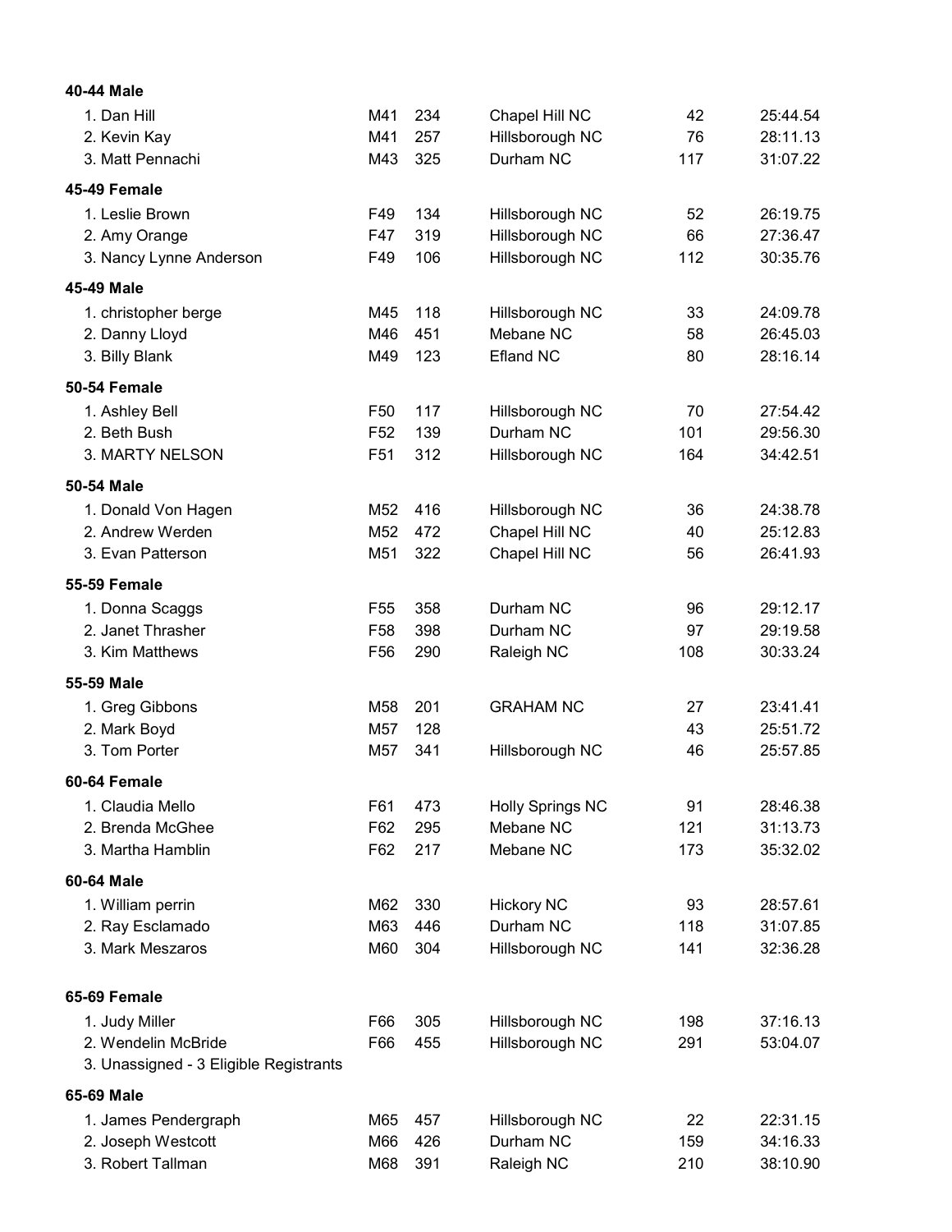**40-44 Male**

| | | | | | |
|---|---|---|---|---|---|
| 1. Dan Hill | M41 | 234 | Chapel Hill NC | 42 | 25:44.54 |
| 2. Kevin Kay | M41 | 257 | Hillsborough NC | 76 | 28:11.13 |
| 3. Matt Pennachi | M43 | 325 | Durham NC | 117 | 31:07.22 |

**45-49 Female**

| | | | | | |
|---|---|---|---|---|---|
| 1. Leslie Brown | F49 | 134 | Hillsborough NC | 52 | 26:19.75 |
| 2. Amy Orange | F47 | 319 | Hillsborough NC | 66 | 27:36.47 |
| 3. Nancy Lynne Anderson | F49 | 106 | Hillsborough NC | 112 | 30:35.76 |

**45-49 Male**

| | | | | | |
|---|---|---|---|---|---|
| 1. christopher berge | M45 | 118 | Hillsborough NC | 33 | 24:09.78 |
| 2. Danny Lloyd | M46 | 451 | Mebane NC | 58 | 26:45.03 |
| 3. Billy Blank | M49 | 123 | Efland NC | 80 | 28:16.14 |

**50-54 Female**

| | | | | | |
|---|---|---|---|---|---|
| 1. Ashley Bell | F50 | 117 | Hillsborough NC | 70 | 27:54.42 |
| 2. Beth Bush | F52 | 139 | Durham NC | 101 | 29:56.30 |
| 3. MARTY NELSON | F51 | 312 | Hillsborough NC | 164 | 34:42.51 |

**50-54 Male**

| | | | | | |
|---|---|---|---|---|---|
| 1. Donald Von Hagen | M52 | 416 | Hillsborough NC | 36 | 24:38.78 |
| 2. Andrew Werden | M52 | 472 | Chapel Hill NC | 40 | 25:12.83 |
| 3. Evan Patterson | M51 | 322 | Chapel Hill NC | 56 | 26:41.93 |

**55-59 Female**

| | | | | | |
|---|---|---|---|---|---|
| 1. Donna Scaggs | F55 | 358 | Durham NC | 96 | 29:12.17 |
| 2. Janet Thrasher | F58 | 398 | Durham NC | 97 | 29:19.58 |
| 3. Kim Matthews | F56 | 290 | Raleigh NC | 108 | 30:33.24 |

**55-59 Male**

| | | | | | |
|---|---|---|---|---|---|
| 1. Greg Gibbons | M58 | 201 | GRAHAM NC | 27 | 23:41.41 |
| 2. Mark Boyd | M57 | 128 | | 43 | 25:51.72 |
| 3. Tom Porter | M57 | 341 | Hillsborough NC | 46 | 25:57.85 |

**60-64 Female**

| | | | | | |
|---|---|---|---|---|---|
| 1. Claudia Mello | F61 | 473 | Holly Springs NC | 91 | 28:46.38 |
| 2. Brenda McGhee | F62 | 295 | Mebane NC | 121 | 31:13.73 |
| 3. Martha Hamblin | F62 | 217 | Mebane NC | 173 | 35:32.02 |

**60-64 Male**

| | | | | | |
|---|---|---|---|---|---|
| 1. William perrin | M62 | 330 | Hickory NC | 93 | 28:57.61 |
| 2. Ray Esclamado | M63 | 446 | Durham NC | 118 | 31:07.85 |
| 3. Mark Meszaros | M60 | 304 | Hillsborough NC | 141 | 32:36.28 |

**65-69 Female**

| | | | | | |
|---|---|---|---|---|---|
| 1. Judy Miller | F66 | 305 | Hillsborough NC | 198 | 37:16.13 |
| 2. Wendelin McBride | F66 | 455 | Hillsborough NC | 291 | 53:04.07 |
| 3. Unassigned - 3 Eligible Registrants | | | | | |

**65-69 Male**

| | | | | | |
|---|---|---|---|---|---|
| 1. James Pendergraph | M65 | 457 | Hillsborough NC | 22 | 22:31.15 |
| 2. Joseph Westcott | M66 | 426 | Durham NC | 159 | 34:16.33 |
| 3. Robert Tallman | M68 | 391 | Raleigh NC | 210 | 38:10.90 |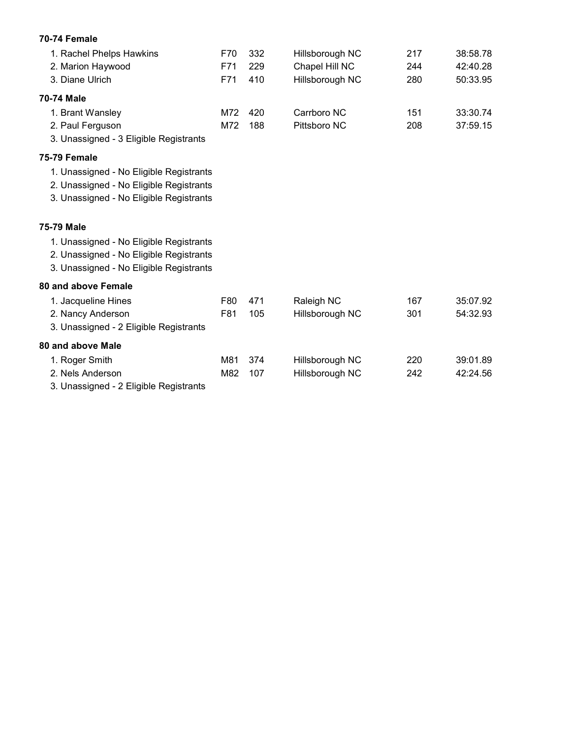**70-74 Female**

| | | | | | |
|---|---|---|---|---|---|
| 1. Rachel Phelps Hawkins | F70 | 332 | Hillsborough NC | 217 | 38:58.78 |
| 2. Marion Haywood | F71 | 229 | Chapel Hill NC | 244 | 42:40.28 |
| 3. Diane Ulrich | F71 | 410 | Hillsborough NC | 280 | 50:33.95 |

**70-74 Male**

| | | | | | |
|---|---|---|---|---|---|
| 1. Brant Wansley | M72 | 420 | Carrboro NC | 151 | 33:30.74 |
| 2. Paul Ferguson | M72 | 188 | Pittsboro NC | 208 | 37:59.15 |
| 3. Unassigned - 3 Eligible Registrants | | | | | |

**75-79 Female**

1. Unassigned - No Eligible Registrants
2. Unassigned - No Eligible Registrants
3. Unassigned - No Eligible Registrants

**75-79 Male**

1. Unassigned - No Eligible Registrants
2. Unassigned - No Eligible Registrants
3. Unassigned - No Eligible Registrants

**80 and above Female**

| | | | | | |
|---|---|---|---|---|---|
| 1. Jacqueline Hines | F80 | 471 | Raleigh NC | 167 | 35:07.92 |
| 2. Nancy Anderson | F81 | 105 | Hillsborough NC | 301 | 54:32.93 |
| 3. Unassigned - 2 Eligible Registrants | | | | | |

**80 and above Male**

| | | | | | |
|---|---|---|---|---|---|
| 1. Roger Smith | M81 | 374 | Hillsborough NC | 220 | 39:01.89 |
| 2. Nels Anderson | M82 | 107 | Hillsborough NC | 242 | 42:24.56 |
| 3. Unassigned - 2 Eligible Registrants | | | | | |